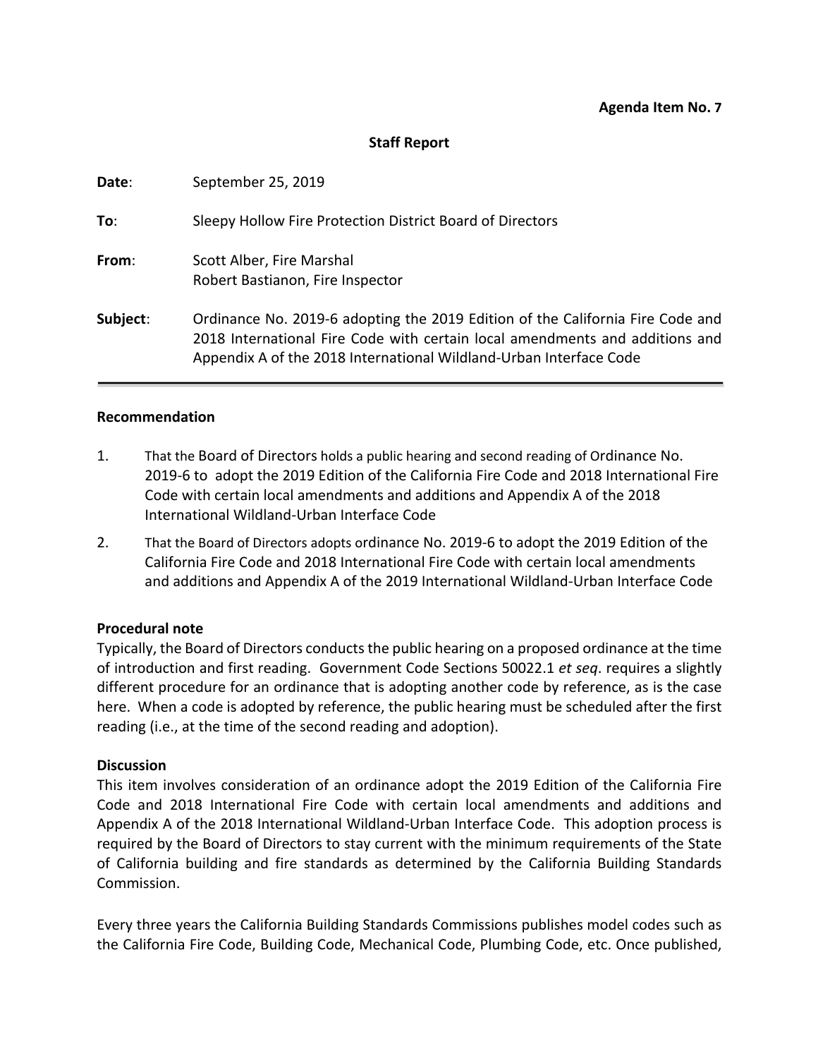**Agenda Item No. 7**

**Staff Report**

**Date**: September 25, 2019

**To**: Sleepy Hollow Fire Protection District Board of Directors

**From**: Scott Alber, Fire Marshal
Robert Bastianon, Fire Inspector

**Subject**: Ordinance No. 2019-6 adopting the 2019 Edition of the California Fire Code and 2018 International Fire Code with certain local amendments and additions and Appendix A of the 2018 International Wildland-Urban Interface Code

---

**Recommendation**

1. That the Board of Directors holds a public hearing and second reading of Ordinance No. 2019-6 to adopt the 2019 Edition of the California Fire Code and 2018 International Fire Code with certain local amendments and additions and Appendix A of the 2018 International Wildland-Urban Interface Code
2. That the Board of Directors adopts ordinance No. 2019-6 to adopt the 2019 Edition of the California Fire Code and 2018 International Fire Code with certain local amendments and additions and Appendix A of the 2019 International Wildland-Urban Interface Code

**Procedural note**

Typically, the Board of Directors conducts the public hearing on a proposed ordinance at the time of introduction and first reading. Government Code Sections 50022.1 *et seq*. requires a slightly different procedure for an ordinance that is adopting another code by reference, as is the case here. When a code is adopted by reference, the public hearing must be scheduled after the first reading (i.e., at the time of the second reading and adoption).

**Discussion**

This item involves consideration of an ordinance adopt the 2019 Edition of the California Fire Code and 2018 International Fire Code with certain local amendments and additions and Appendix A of the 2018 International Wildland-Urban Interface Code. This adoption process is required by the Board of Directors to stay current with the minimum requirements of the State of California building and fire standards as determined by the California Building Standards Commission.

Every three years the California Building Standards Commissions publishes model codes such as the California Fire Code, Building Code, Mechanical Code, Plumbing Code, etc. Once published,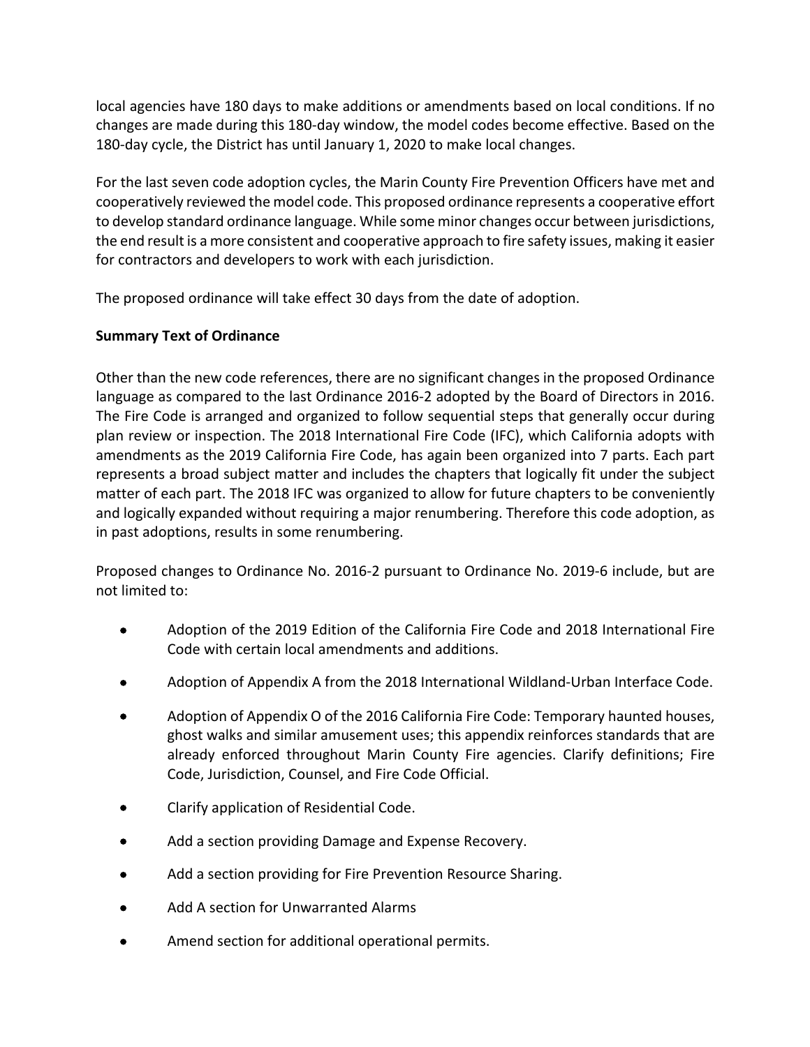local agencies have 180 days to make additions or amendments based on local conditions. If no changes are made during this 180-day window, the model codes become effective. Based on the 180-day cycle, the District has until January 1, 2020 to make local changes.

For the last seven code adoption cycles, the Marin County Fire Prevention Officers have met and cooperatively reviewed the model code. This proposed ordinance represents a cooperative effort to develop standard ordinance language. While some minor changes occur between jurisdictions, the end result is a more consistent and cooperative approach to fire safety issues, making it easier for contractors and developers to work with each jurisdiction.

The proposed ordinance will take effect 30 days from the date of adoption.

**Summary Text of Ordinance**

Other than the new code references, there are no significant changes in the proposed Ordinance language as compared to the last Ordinance 2016-2 adopted by the Board of Directors in 2016. The Fire Code is arranged and organized to follow sequential steps that generally occur during plan review or inspection. The 2018 International Fire Code (IFC), which California adopts with amendments as the 2019 California Fire Code, has again been organized into 7 parts. Each part represents a broad subject matter and includes the chapters that logically fit under the subject matter of each part. The 2018 IFC was organized to allow for future chapters to be conveniently and logically expanded without requiring a major renumbering. Therefore this code adoption, as in past adoptions, results in some renumbering.

Proposed changes to Ordinance No. 2016-2 pursuant to Ordinance No. 2019-6 include, but are not limited to:

- Adoption of the 2019 Edition of the California Fire Code and 2018 International Fire Code with certain local amendments and additions.
- Adoption of Appendix A from the 2018 International Wildland-Urban Interface Code.
- Adoption of Appendix O of the 2016 California Fire Code: Temporary haunted houses, ghost walks and similar amusement uses; this appendix reinforces standards that are already enforced throughout Marin County Fire agencies. Clarify definitions; Fire Code, Jurisdiction, Counsel, and Fire Code Official.
- Clarify application of Residential Code.
- Add a section providing Damage and Expense Recovery.
- Add a section providing for Fire Prevention Resource Sharing.
- Add A section for Unwarranted Alarms
- Amend section for additional operational permits.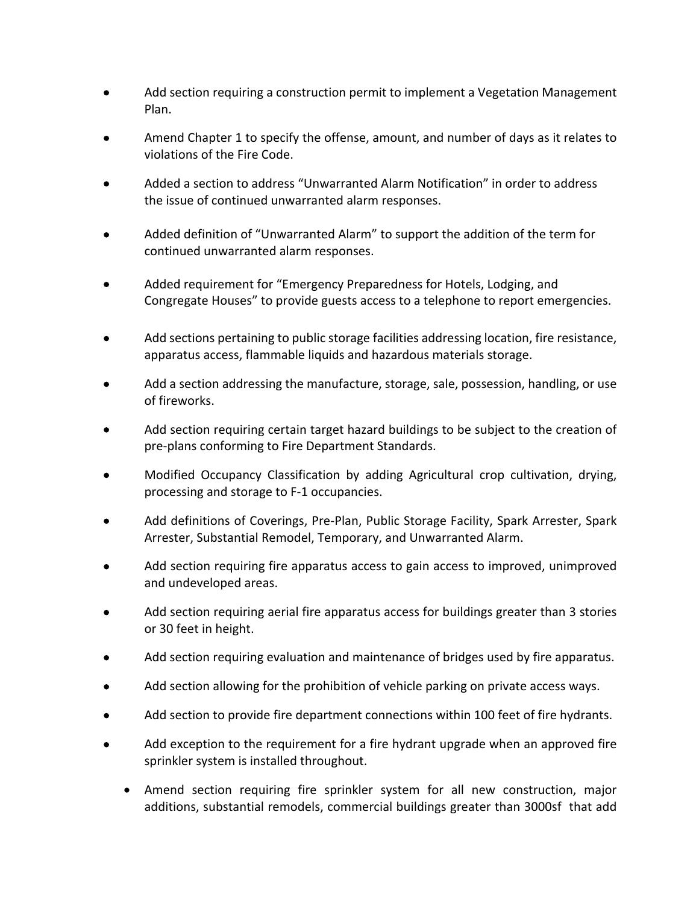- Add section requiring a construction permit to implement a Vegetation Management Plan.
- Amend Chapter 1 to specify the offense, amount, and number of days as it relates to violations of the Fire Code.
- Added a section to address "Unwarranted Alarm Notification" in order to address the issue of continued unwarranted alarm responses.
- Added definition of "Unwarranted Alarm" to support the addition of the term for continued unwarranted alarm responses.
- Added requirement for "Emergency Preparedness for Hotels, Lodging, and Congregate Houses" to provide guests access to a telephone to report emergencies.
- Add sections pertaining to public storage facilities addressing location, fire resistance, apparatus access, flammable liquids and hazardous materials storage.
- Add a section addressing the manufacture, storage, sale, possession, handling, or use of fireworks.
- Add section requiring certain target hazard buildings to be subject to the creation of pre-plans conforming to Fire Department Standards.
- Modified Occupancy Classification by adding Agricultural crop cultivation, drying, processing and storage to F-1 occupancies.
- Add definitions of Coverings, Pre-Plan, Public Storage Facility, Spark Arrester, Spark Arrester, Substantial Remodel, Temporary, and Unwarranted Alarm.
- Add section requiring fire apparatus access to gain access to improved, unimproved and undeveloped areas.
- Add section requiring aerial fire apparatus access for buildings greater than 3 stories or 30 feet in height.
- Add section requiring evaluation and maintenance of bridges used by fire apparatus.
- Add section allowing for the prohibition of vehicle parking on private access ways.
- Add section to provide fire department connections within 100 feet of fire hydrants.
- Add exception to the requirement for a fire hydrant upgrade when an approved fire sprinkler system is installed throughout.
- Amend section requiring fire sprinkler system for all new construction, major additions, substantial remodels, commercial buildings greater than 3000sf that add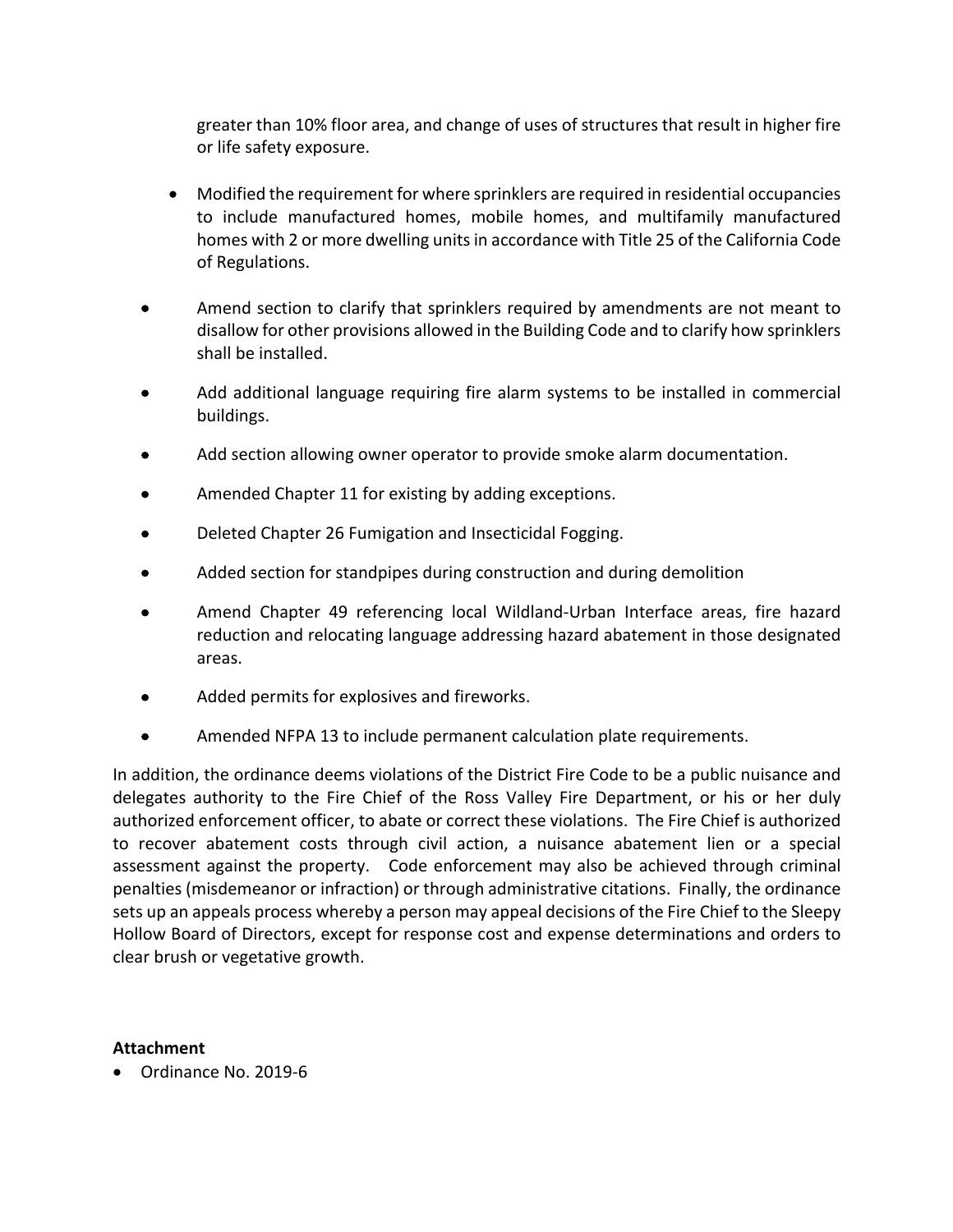greater than 10% floor area, and change of uses of structures that result in higher fire or life safety exposure.

- Modified the requirement for where sprinklers are required in residential occupancies to include manufactured homes, mobile homes, and multifamily manufactured homes with 2 or more dwelling units in accordance with Title 25 of the California Code of Regulations.
- Amend section to clarify that sprinklers required by amendments are not meant to disallow for other provisions allowed in the Building Code and to clarify how sprinklers shall be installed.
- Add additional language requiring fire alarm systems to be installed in commercial buildings.
- Add section allowing owner operator to provide smoke alarm documentation.
- Amended Chapter 11 for existing by adding exceptions.
- Deleted Chapter 26 Fumigation and Insecticidal Fogging.
- Added section for standpipes during construction and during demolition
- Amend Chapter 49 referencing local Wildland-Urban Interface areas, fire hazard reduction and relocating language addressing hazard abatement in those designated areas.
- Added permits for explosives and fireworks.
- Amended NFPA 13 to include permanent calculation plate requirements.

In addition, the ordinance deems violations of the District Fire Code to be a public nuisance and delegates authority to the Fire Chief of the Ross Valley Fire Department, or his or her duly authorized enforcement officer, to abate or correct these violations. The Fire Chief is authorized to recover abatement costs through civil action, a nuisance abatement lien or a special assessment against the property. Code enforcement may also be achieved through criminal penalties (misdemeanor or infraction) or through administrative citations. Finally, the ordinance sets up an appeals process whereby a person may appeal decisions of the Fire Chief to the Sleepy Hollow Board of Directors, except for response cost and expense determinations and orders to clear brush or vegetative growth.

**Attachment**

- Ordinance No. 2019-6